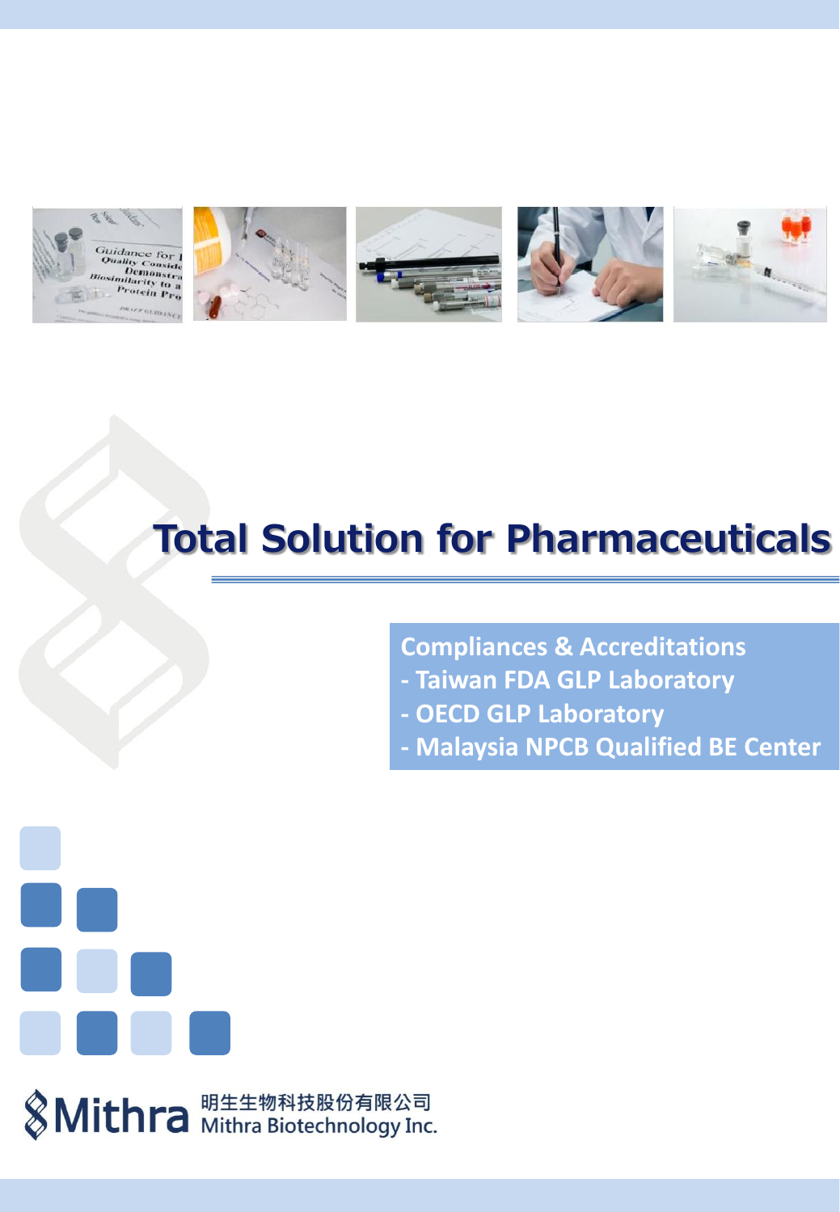# Total Solution for Pharmaceuticals

**Compliances & Accreditations**
- Taiwan FDA GLP Laboratory
- OECD GLP Laboratory
- Malaysia NPCB Qualified BE Center

Mithra 明生生物科技股份有限公司 Mithra Biotechnology Inc.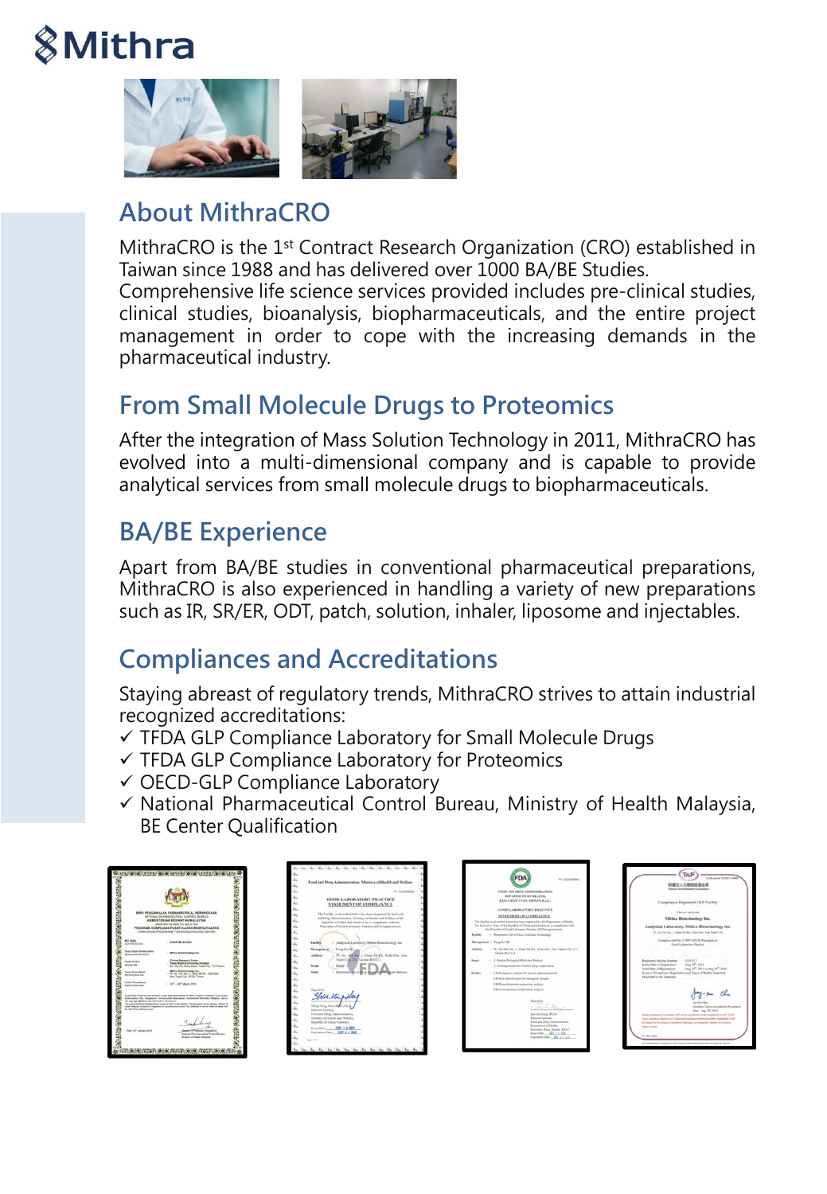Mithra

## About MithraCRO

MithraCRO is the 1st Contract Research Organization (CRO) established in Taiwan since 1988 and has delivered over 1000 BA/BE Studies.
Comprehensive life science services provided includes pre-clinical studies, clinical studies, bioanalysis, biopharmaceuticals, and the entire project management in order to cope with the increasing demands in the pharmaceutical industry.

## From Small Molecule Drugs to Proteomics

After the integration of Mass Solution Technology in 2011, MithraCRO has evolved into a multi-dimensional company and is capable to provide analytical services from small molecule drugs to biopharmaceuticals.

## BA/BE Experience

Apart from BA/BE studies in conventional pharmaceutical preparations, MithraCRO is also experienced in handling a variety of new preparations such as IR, SR/ER, ODT, patch, solution, inhaler, liposome and injectables.

## Compliances and Accreditations

Staying abreast of regulatory trends, MithraCRO strives to attain industrial recognized accreditations:

- ✓ TFDA GLP Compliance Laboratory for Small Molecule Drugs
- ✓ TFDA GLP Compliance Laboratory for Proteomics
- ✓ OECD-GLP Compliance Laboratory
- ✓ National Pharmaceutical Control Bureau, Ministry of Health Malaysia, BE Center Qualification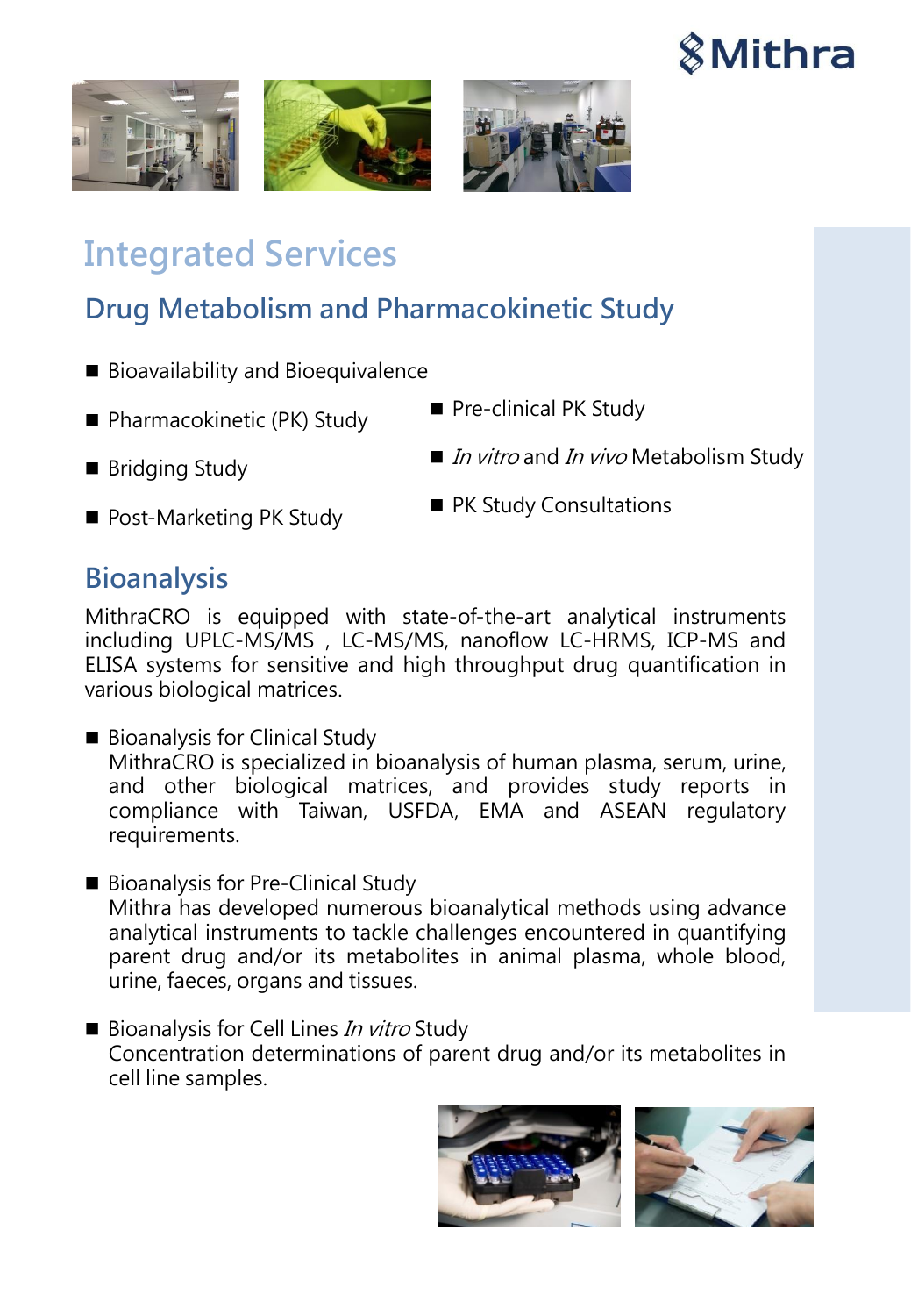# Integrated Services

## Drug Metabolism and Pharmacokinetic Study

- Bioavailability and Bioequivalence
- Pharmacokinetic (PK) Study
- Bridging Study
- Post-Marketing PK Study
- Pre-clinical PK Study
- *In vitro* and *In vivo* Metabolism Study
- PK Study Consultations

## Bioanalysis

MithraCRO is equipped with state-of-the-art analytical instruments including UPLC-MS/MS , LC-MS/MS, nanoflow LC-HRMS, ICP-MS and ELISA systems for sensitive and high throughput drug quantification in various biological matrices.

- Bioanalysis for Clinical Study
  MithraCRO is specialized in bioanalysis of human plasma, serum, urine, and other biological matrices, and provides study reports in compliance with Taiwan, USFDA, EMA and ASEAN regulatory requirements.

- Bioanalysis for Pre-Clinical Study
  Mithra has developed numerous bioanalytical methods using advance analytical instruments to tackle challenges encountered in quantifying parent drug and/or its metabolites in animal plasma, whole blood, urine, faeces, organs and tissues.

- Bioanalysis for Cell Lines *In vitro* Study
  Concentration determinations of parent drug and/or its metabolites in cell line samples.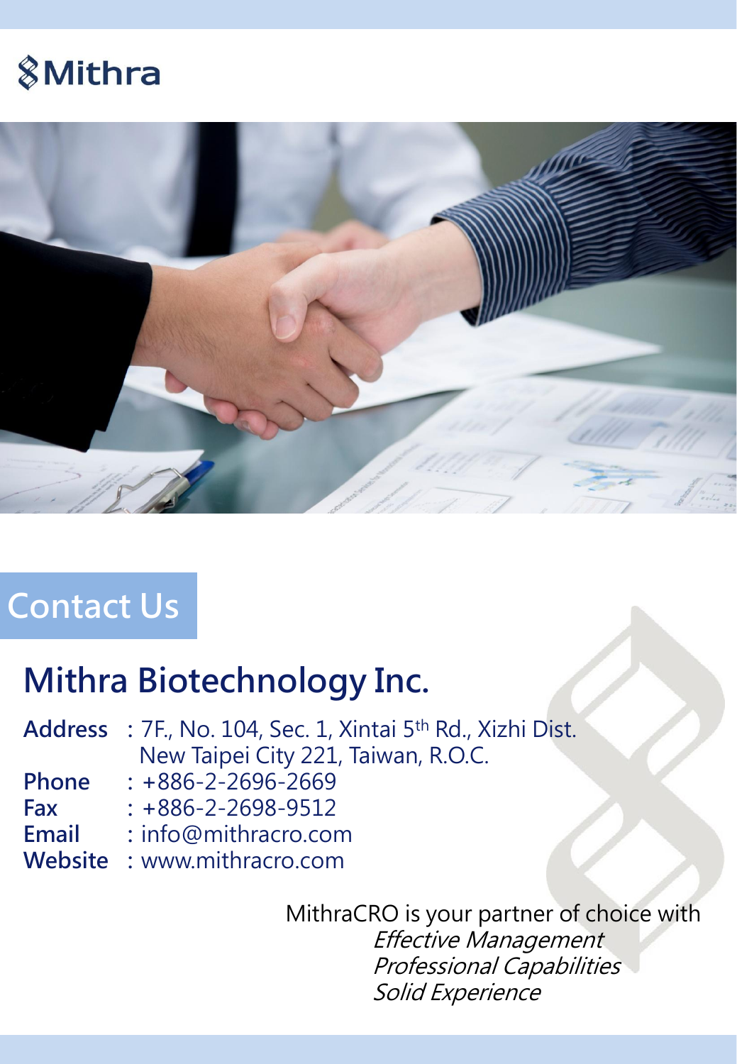Mithra

## Contact Us

# Mithra Biotechnology Inc.

**Address** : 7F., No. 104, Sec. 1, Xintai 5th Rd., Xizhi Dist.
New Taipei City 221, Taiwan, R.O.C.
**Phone** : +886-2-2696-2669
**Fax** : +886-2-2698-9512
**Email** : info@mithracro.com
**Website** : www.mithracro.com

MithraCRO is your partner of choice with
*Effective Management*
*Professional Capabilities*
*Solid Experience*